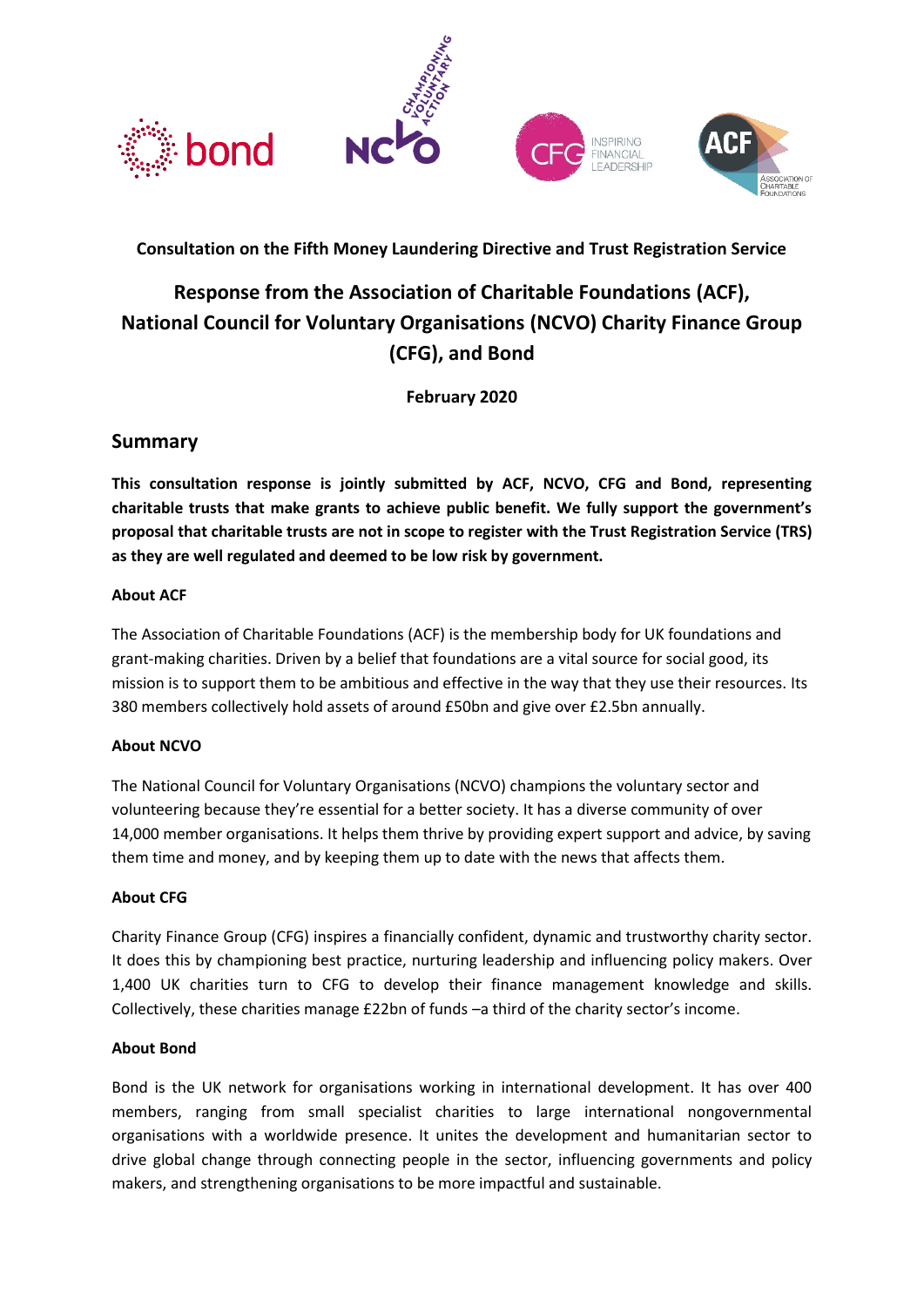**Consultation on the Fifth Money Laundering Directive and Trust Registration Service**

# Response from the Association of Charitable Foundations (ACF), National Council for Voluntary Organisations (NCVO) Charity Finance Group (CFG), and Bond

**February 2020**

## Summary

**This consultation response is jointly submitted by ACF, NCVO, CFG and Bond, representing charitable trusts that make grants to achieve public benefit. We fully support the government's proposal that charitable trusts are not in scope to register with the Trust Registration Service (TRS) as they are well regulated and deemed to be low risk by government.**

**About ACF**

The Association of Charitable Foundations (ACF) is the membership body for UK foundations and grant-making charities. Driven by a belief that foundations are a vital source for social good, its mission is to support them to be ambitious and effective in the way that they use their resources. Its 380 members collectively hold assets of around £50bn and give over £2.5bn annually.

**About NCVO**

The National Council for Voluntary Organisations (NCVO) champions the voluntary sector and volunteering because they're essential for a better society. It has a diverse community of over 14,000 member organisations. It helps them thrive by providing expert support and advice, by saving them time and money, and by keeping them up to date with the news that affects them.

**About CFG**

Charity Finance Group (CFG) inspires a financially confident, dynamic and trustworthy charity sector. It does this by championing best practice, nurturing leadership and influencing policy makers. Over 1,400 UK charities turn to CFG to develop their finance management knowledge and skills. Collectively, these charities manage £22bn of funds –a third of the charity sector's income.

**About Bond**

Bond is the UK network for organisations working in international development. It has over 400 members, ranging from small specialist charities to large international nongovernmental organisations with a worldwide presence. It unites the development and humanitarian sector to drive global change through connecting people in the sector, influencing governments and policy makers, and strengthening organisations to be more impactful and sustainable.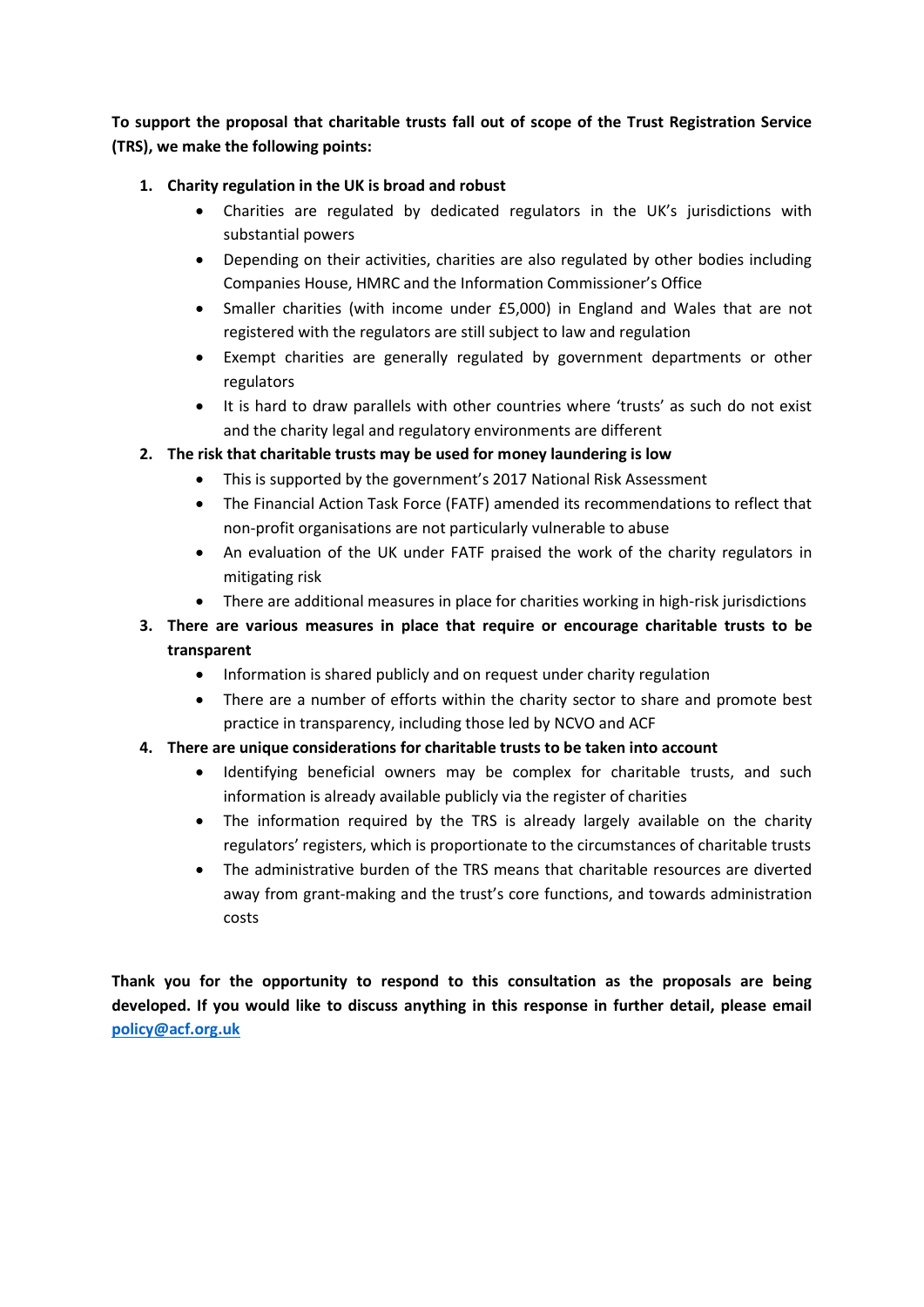**To support the proposal that charitable trusts fall out of scope of the Trust Registration Service (TRS), we make the following points:**

1. **Charity regulation in the UK is broad and robust**
    - Charities are regulated by dedicated regulators in the UK's jurisdictions with substantial powers
    - Depending on their activities, charities are also regulated by other bodies including Companies House, HMRC and the Information Commissioner's Office
    - Smaller charities (with income under £5,000) in England and Wales that are not registered with the regulators are still subject to law and regulation
    - Exempt charities are generally regulated by government departments or other regulators
    - It is hard to draw parallels with other countries where 'trusts' as such do not exist and the charity legal and regulatory environments are different
2. **The risk that charitable trusts may be used for money laundering is low**
    - This is supported by the government's 2017 National Risk Assessment
    - The Financial Action Task Force (FATF) amended its recommendations to reflect that non-profit organisations are not particularly vulnerable to abuse
    - An evaluation of the UK under FATF praised the work of the charity regulators in mitigating risk
    - There are additional measures in place for charities working in high-risk jurisdictions
3. **There are various measures in place that require or encourage charitable trusts to be transparent**
    - Information is shared publicly and on request under charity regulation
    - There are a number of efforts within the charity sector to share and promote best practice in transparency, including those led by NCVO and ACF
4. **There are unique considerations for charitable trusts to be taken into account**
    - Identifying beneficial owners may be complex for charitable trusts, and such information is already available publicly via the register of charities
    - The information required by the TRS is already largely available on the charity regulators' registers, which is proportionate to the circumstances of charitable trusts
    - The administrative burden of the TRS means that charitable resources are diverted away from grant-making and the trust's core functions, and towards administration costs

**Thank you for the opportunity to respond to this consultation as the proposals are being developed. If you would like to discuss anything in this response in further detail, please email [policy@acf.org.uk](mailto:policy@acf.org.uk)**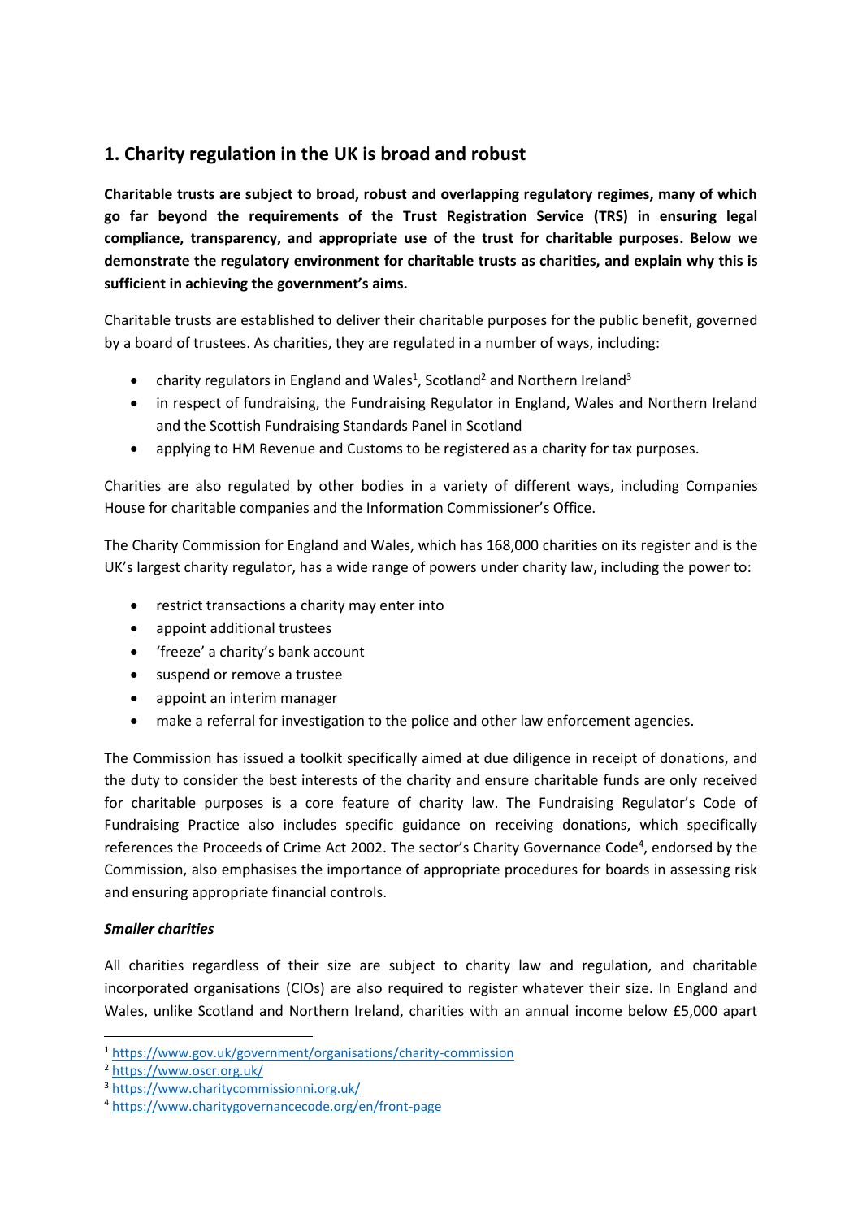## 1. Charity regulation in the UK is broad and robust

**Charitable trusts are subject to broad, robust and overlapping regulatory regimes, many of which go far beyond the requirements of the Trust Registration Service (TRS) in ensuring legal compliance, transparency, and appropriate use of the trust for charitable purposes. Below we demonstrate the regulatory environment for charitable trusts as charities, and explain why this is sufficient in achieving the government's aims.**

Charitable trusts are established to deliver their charitable purposes for the public benefit, governed by a board of trustees. As charities, they are regulated in a number of ways, including:

- charity regulators in England and Wales[1], Scotland[2] and Northern Ireland[3]
- in respect of fundraising, the Fundraising Regulator in England, Wales and Northern Ireland and the Scottish Fundraising Standards Panel in Scotland
- applying to HM Revenue and Customs to be registered as a charity for tax purposes.

Charities are also regulated by other bodies in a variety of different ways, including Companies House for charitable companies and the Information Commissioner's Office.

The Charity Commission for England and Wales, which has 168,000 charities on its register and is the UK's largest charity regulator, has a wide range of powers under charity law, including the power to:

- restrict transactions a charity may enter into
- appoint additional trustees
- 'freeze' a charity's bank account
- suspend or remove a trustee
- appoint an interim manager
- make a referral for investigation to the police and other law enforcement agencies.

The Commission has issued a toolkit specifically aimed at due diligence in receipt of donations, and the duty to consider the best interests of the charity and ensure charitable funds are only received for charitable purposes is a core feature of charity law. The Fundraising Regulator's Code of Fundraising Practice also includes specific guidance on receiving donations, which specifically references the Proceeds of Crime Act 2002. The sector's Charity Governance Code[4], endorsed by the Commission, also emphasises the importance of appropriate procedures for boards in assessing risk and ensuring appropriate financial controls.

***Smaller charities***

All charities regardless of their size are subject to charity law and regulation, and charitable incorporated organisations (CIOs) are also required to register whatever their size. In England and Wales, unlike Scotland and Northern Ireland, charities with an annual income below £5,000 apart

---

[1] https://www.gov.uk/government/organisations/charity-commission

[2] https://www.oscr.org.uk/

[3] https://www.charitycommissionni.org.uk/

[4] https://www.charitygovernancecode.org/en/front-page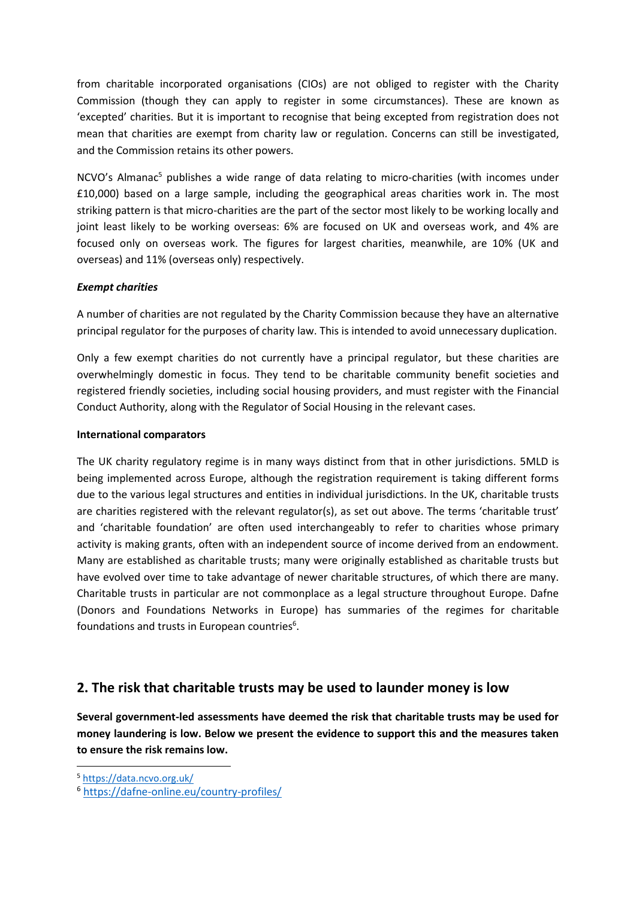from charitable incorporated organisations (CIOs) are not obliged to register with the Charity Commission (though they can apply to register in some circumstances). These are known as 'excepted' charities. But it is important to recognise that being excepted from registration does not mean that charities are exempt from charity law or regulation. Concerns can still be investigated, and the Commission retains its other powers.

NCVO's Almanac[5] publishes a wide range of data relating to micro-charities (with incomes under £10,000) based on a large sample, including the geographical areas charities work in. The most striking pattern is that micro-charities are the part of the sector most likely to be working locally and joint least likely to be working overseas: 6% are focused on UK and overseas work, and 4% are focused only on overseas work. The figures for largest charities, meanwhile, are 10% (UK and overseas) and 11% (overseas only) respectively.

***Exempt charities***

A number of charities are not regulated by the Charity Commission because they have an alternative principal regulator for the purposes of charity law. This is intended to avoid unnecessary duplication.

Only a few exempt charities do not currently have a principal regulator, but these charities are overwhelmingly domestic in focus. They tend to be charitable community benefit societies and registered friendly societies, including social housing providers, and must register with the Financial Conduct Authority, along with the Regulator of Social Housing in the relevant cases.

**International comparators**

The UK charity regulatory regime is in many ways distinct from that in other jurisdictions. 5MLD is being implemented across Europe, although the registration requirement is taking different forms due to the various legal structures and entities in individual jurisdictions. In the UK, charitable trusts are charities registered with the relevant regulator(s), as set out above. The terms 'charitable trust' and 'charitable foundation' are often used interchangeably to refer to charities whose primary activity is making grants, often with an independent source of income derived from an endowment. Many are established as charitable trusts; many were originally established as charitable trusts but have evolved over time to take advantage of newer charitable structures, of which there are many. Charitable trusts in particular are not commonplace as a legal structure throughout Europe. Dafne (Donors and Foundations Networks in Europe) has summaries of the regimes for charitable foundations and trusts in European countries[6].

## 2. The risk that charitable trusts may be used to launder money is low

**Several government-led assessments have deemed the risk that charitable trusts may be used for money laundering is low. Below we present the evidence to support this and the measures taken to ensure the risk remains low.**

---

[5] https://data.ncvo.org.uk/

[6] https://dafne-online.eu/country-profiles/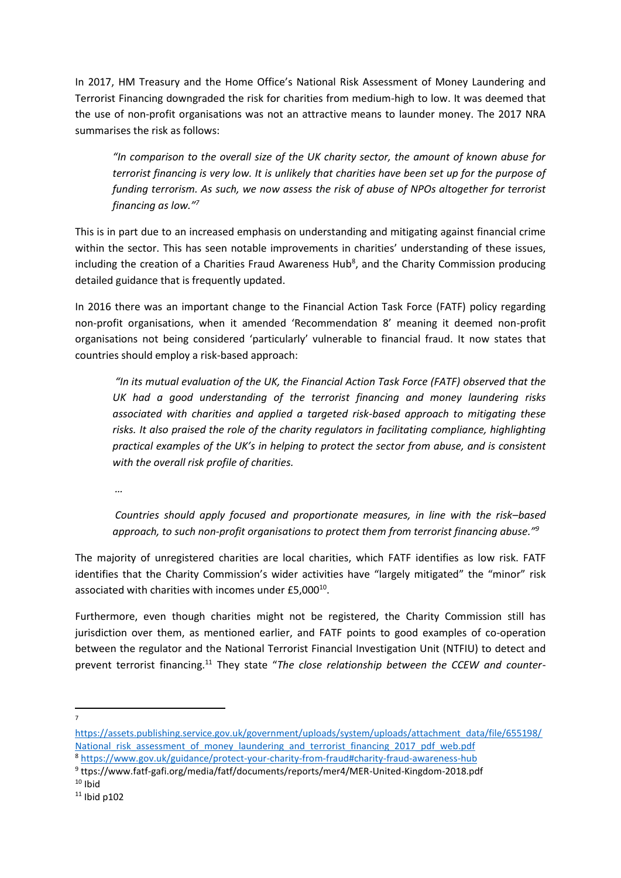In 2017, HM Treasury and the Home Office's National Risk Assessment of Money Laundering and Terrorist Financing downgraded the risk for charities from medium-high to low. It was deemed that the use of non-profit organisations was not an attractive means to launder money. The 2017 NRA summarises the risk as follows:

> *"In comparison to the overall size of the UK charity sector, the amount of known abuse for terrorist financing is very low. It is unlikely that charities have been set up for the purpose of funding terrorism. As such, we now assess the risk of abuse of NPOs altogether for terrorist financing as low."*[7]

This is in part due to an increased emphasis on understanding and mitigating against financial crime within the sector. This has seen notable improvements in charities' understanding of these issues, including the creation of a Charities Fraud Awareness Hub[8], and the Charity Commission producing detailed guidance that is frequently updated.

In 2016 there was an important change to the Financial Action Task Force (FATF) policy regarding non-profit organisations, when it amended 'Recommendation 8' meaning it deemed non-profit organisations not being considered 'particularly' vulnerable to financial fraud. It now states that countries should employ a risk-based approach:

> *"In its mutual evaluation of the UK, the Financial Action Task Force (FATF) observed that the UK had a good understanding of the terrorist financing and money laundering risks associated with charities and applied a targeted risk-based approach to mitigating these risks. It also praised the role of the charity regulators in facilitating compliance, highlighting practical examples of the UK's in helping to protect the sector from abuse, and is consistent with the overall risk profile of charities.*
>
> *…*
>
> *Countries should apply focused and proportionate measures, in line with the risk–based approach, to such non-profit organisations to protect them from terrorist financing abuse."*[9]

The majority of unregistered charities are local charities, which FATF identifies as low risk. FATF identifies that the Charity Commission's wider activities have "largely mitigated" the "minor" risk associated with charities with incomes under £5,000[10].

Furthermore, even though charities might not be registered, the Charity Commission still has jurisdiction over them, as mentioned earlier, and FATF points to good examples of co-operation between the regulator and the National Terrorist Financial Investigation Unit (NTFIU) to detect and prevent terrorist financing.[11] They state "*The close relationship between the CCEW and counter-*

---

[7] https://assets.publishing.service.gov.uk/government/uploads/system/uploads/attachment_data/file/655198/National_risk_assessment_of_money_laundering_and_terrorist_financing_2017_pdf_web.pdf

[8] https://www.gov.uk/guidance/protect-your-charity-from-fraud#charity-fraud-awareness-hub

[9] ttps://www.fatf-gafi.org/media/fatf/documents/reports/mer4/MER-United-Kingdom-2018.pdf

[10] Ibid

[11] Ibid p102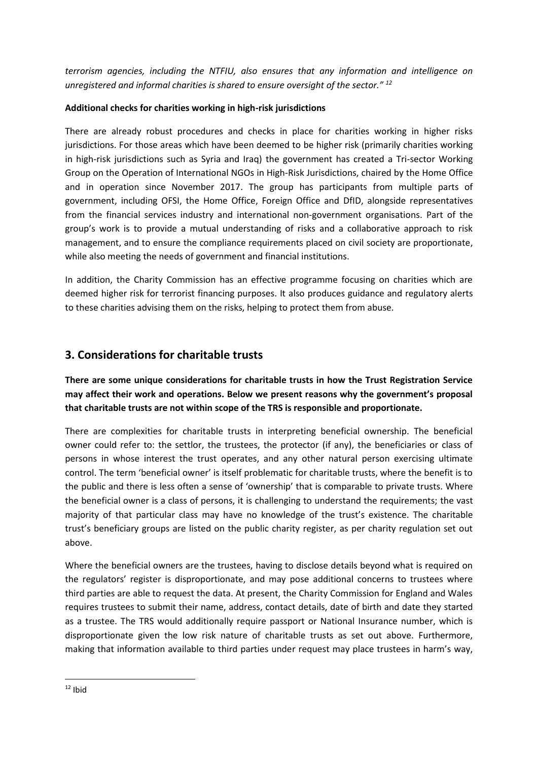*terrorism agencies, including the NTFIU, also ensures that any information and intelligence on unregistered and informal charities is shared to ensure oversight of the sector."* [12]

**Additional checks for charities working in high-risk jurisdictions**

There are already robust procedures and checks in place for charities working in higher risks jurisdictions. For those areas which have been deemed to be higher risk (primarily charities working in high-risk jurisdictions such as Syria and Iraq) the government has created a Tri-sector Working Group on the Operation of International NGOs in High-Risk Jurisdictions, chaired by the Home Office and in operation since November 2017. The group has participants from multiple parts of government, including OFSI, the Home Office, Foreign Office and DfID, alongside representatives from the financial services industry and international non-government organisations. Part of the group's work is to provide a mutual understanding of risks and a collaborative approach to risk management, and to ensure the compliance requirements placed on civil society are proportionate, while also meeting the needs of government and financial institutions.

In addition, the Charity Commission has an effective programme focusing on charities which are deemed higher risk for terrorist financing purposes. It also produces guidance and regulatory alerts to these charities advising them on the risks, helping to protect them from abuse.

## 3. Considerations for charitable trusts

**There are some unique considerations for charitable trusts in how the Trust Registration Service may affect their work and operations. Below we present reasons why the government's proposal that charitable trusts are not within scope of the TRS is responsible and proportionate.**

There are complexities for charitable trusts in interpreting beneficial ownership. The beneficial owner could refer to: the settlor, the trustees, the protector (if any), the beneficiaries or class of persons in whose interest the trust operates, and any other natural person exercising ultimate control. The term 'beneficial owner' is itself problematic for charitable trusts, where the benefit is to the public and there is less often a sense of 'ownership' that is comparable to private trusts. Where the beneficial owner is a class of persons, it is challenging to understand the requirements; the vast majority of that particular class may have no knowledge of the trust's existence. The charitable trust's beneficiary groups are listed on the public charity register, as per charity regulation set out above.

Where the beneficial owners are the trustees, having to disclose details beyond what is required on the regulators' register is disproportionate, and may pose additional concerns to trustees where third parties are able to request the data. At present, the Charity Commission for England and Wales requires trustees to submit their name, address, contact details, date of birth and date they started as a trustee. The TRS would additionally require passport or National Insurance number, which is disproportionate given the low risk nature of charitable trusts as set out above. Furthermore, making that information available to third parties under request may place trustees in harm's way,

[12] Ibid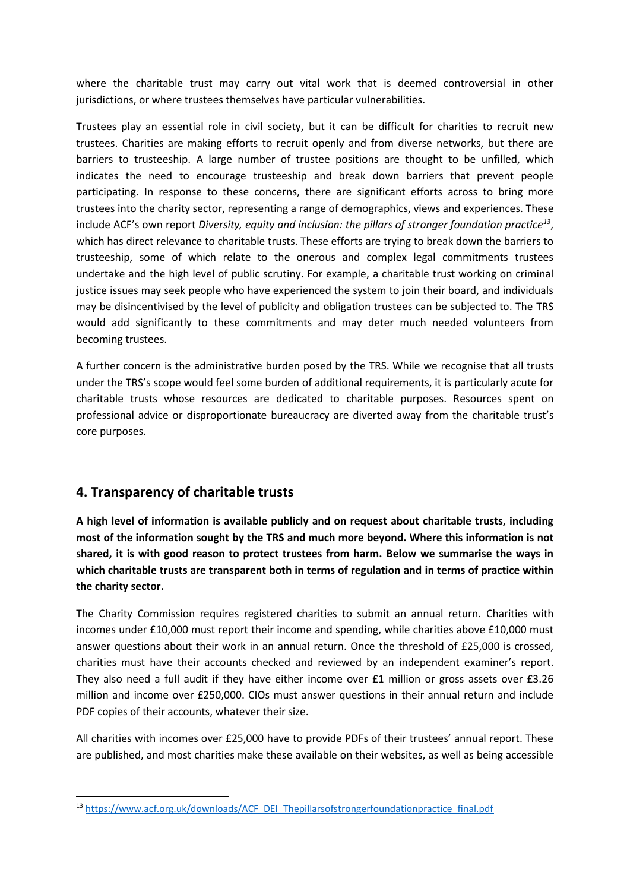where the charitable trust may carry out vital work that is deemed controversial in other jurisdictions, or where trustees themselves have particular vulnerabilities.

Trustees play an essential role in civil society, but it can be difficult for charities to recruit new trustees. Charities are making efforts to recruit openly and from diverse networks, but there are barriers to trusteeship. A large number of trustee positions are thought to be unfilled, which indicates the need to encourage trusteeship and break down barriers that prevent people participating. In response to these concerns, there are significant efforts across to bring more trustees into the charity sector, representing a range of demographics, views and experiences. These include ACF's own report *Diversity, equity and inclusion: the pillars of stronger foundation practice*[13], which has direct relevance to charitable trusts. These efforts are trying to break down the barriers to trusteeship, some of which relate to the onerous and complex legal commitments trustees undertake and the high level of public scrutiny. For example, a charitable trust working on criminal justice issues may seek people who have experienced the system to join their board, and individuals may be disincentivised by the level of publicity and obligation trustees can be subjected to. The TRS would add significantly to these commitments and may deter much needed volunteers from becoming trustees.

A further concern is the administrative burden posed by the TRS. While we recognise that all trusts under the TRS's scope would feel some burden of additional requirements, it is particularly acute for charitable trusts whose resources are dedicated to charitable purposes. Resources spent on professional advice or disproportionate bureaucracy are diverted away from the charitable trust's core purposes.

## 4. Transparency of charitable trusts

**A high level of information is available publicly and on request about charitable trusts, including most of the information sought by the TRS and much more beyond. Where this information is not shared, it is with good reason to protect trustees from harm. Below we summarise the ways in which charitable trusts are transparent both in terms of regulation and in terms of practice within the charity sector.**

The Charity Commission requires registered charities to submit an annual return. Charities with incomes under £10,000 must report their income and spending, while charities above £10,000 must answer questions about their work in an annual return. Once the threshold of £25,000 is crossed, charities must have their accounts checked and reviewed by an independent examiner's report. They also need a full audit if they have either income over £1 million or gross assets over £3.26 million and income over £250,000. CIOs must answer questions in their annual return and include PDF copies of their accounts, whatever their size.

All charities with incomes over £25,000 have to provide PDFs of their trustees' annual report. These are published, and most charities make these available on their websites, as well as being accessible

[13] https://www.acf.org.uk/downloads/ACF_DEI_Thepillarsofstrongerfoundationpractice_final.pdf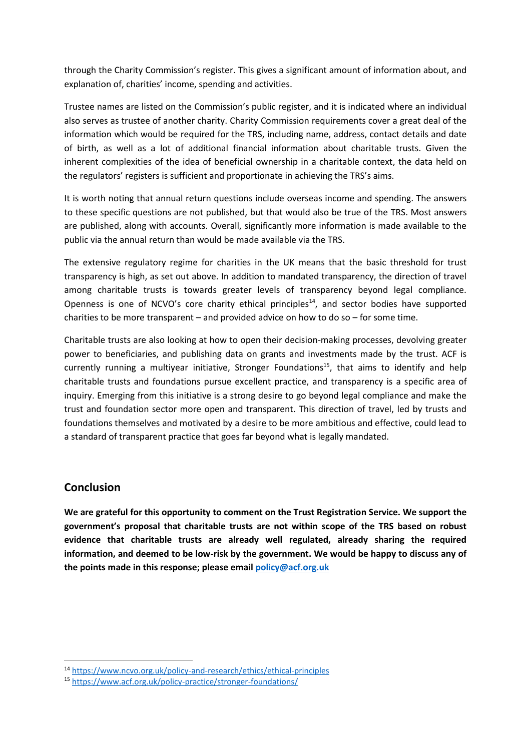through the Charity Commission's register. This gives a significant amount of information about, and explanation of, charities' income, spending and activities.

Trustee names are listed on the Commission's public register, and it is indicated where an individual also serves as trustee of another charity. Charity Commission requirements cover a great deal of the information which would be required for the TRS, including name, address, contact details and date of birth, as well as a lot of additional financial information about charitable trusts. Given the inherent complexities of the idea of beneficial ownership in a charitable context, the data held on the regulators' registers is sufficient and proportionate in achieving the TRS's aims.

It is worth noting that annual return questions include overseas income and spending. The answers to these specific questions are not published, but that would also be true of the TRS. Most answers are published, along with accounts. Overall, significantly more information is made available to the public via the annual return than would be made available via the TRS.

The extensive regulatory regime for charities in the UK means that the basic threshold for trust transparency is high, as set out above. In addition to mandated transparency, the direction of travel among charitable trusts is towards greater levels of transparency beyond legal compliance. Openness is one of NCVO's core charity ethical principles[14], and sector bodies have supported charities to be more transparent – and provided advice on how to do so – for some time.

Charitable trusts are also looking at how to open their decision-making processes, devolving greater power to beneficiaries, and publishing data on grants and investments made by the trust. ACF is currently running a multiyear initiative, Stronger Foundations[15], that aims to identify and help charitable trusts and foundations pursue excellent practice, and transparency is a specific area of inquiry. Emerging from this initiative is a strong desire to go beyond legal compliance and make the trust and foundation sector more open and transparent. This direction of travel, led by trusts and foundations themselves and motivated by a desire to be more ambitious and effective, could lead to a standard of transparent practice that goes far beyond what is legally mandated.

## Conclusion

**We are grateful for this opportunity to comment on the Trust Registration Service. We support the government's proposal that charitable trusts are not within scope of the TRS based on robust evidence that charitable trusts are already well regulated, already sharing the required information, and deemed to be low-risk by the government. We would be happy to discuss any of the points made in this response; please email [policy@acf.org.uk](mailto:policy@acf.org.uk)**

[14] https://www.ncvo.org.uk/policy-and-research/ethics/ethical-principles

[15] https://www.acf.org.uk/policy-practice/stronger-foundations/